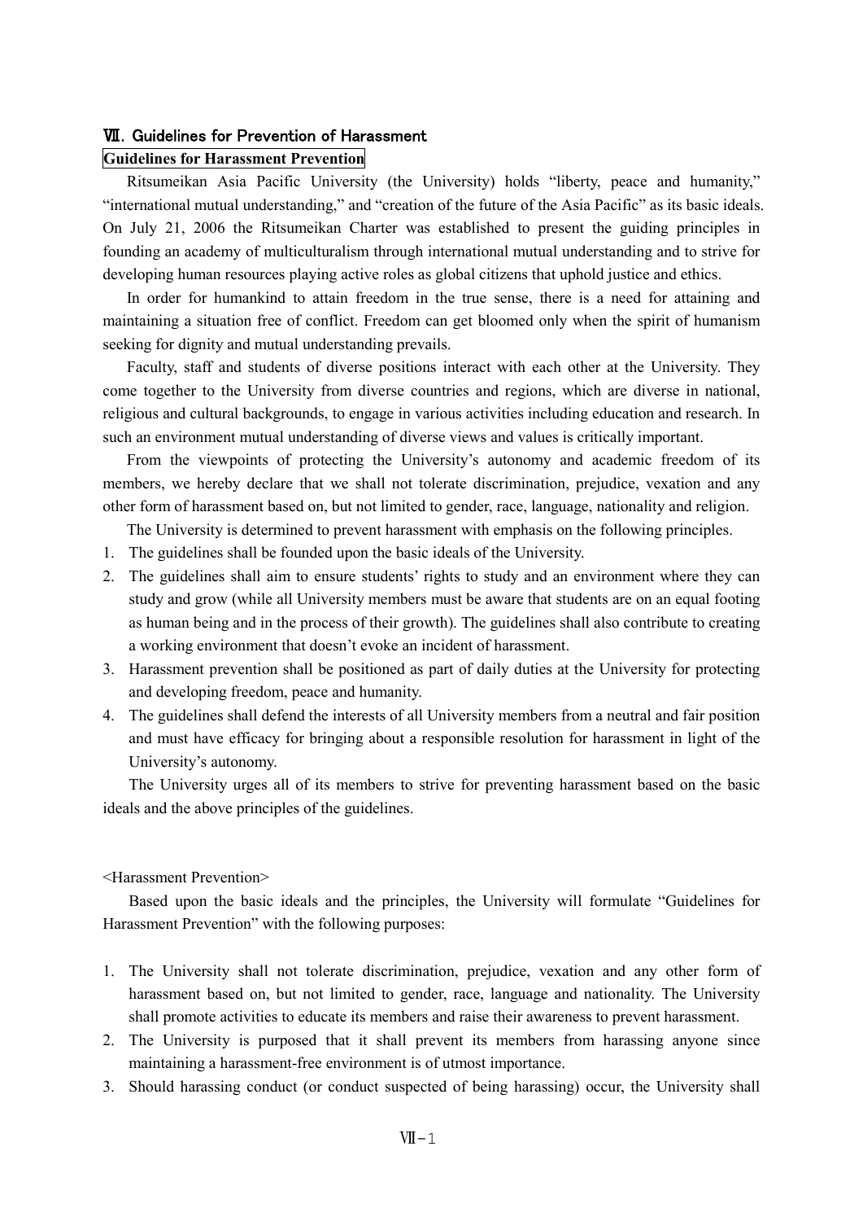## Ⅶ. Guidelines for Prevention of Harassment

### Guidelines for Harassment Prevention

Ritsumeikan Asia Pacific University (the University) holds "liberty, peace and humanity," "international mutual understanding," and "creation of the future of the Asia Pacific" as its basic ideals. On July 21, 2006 the Ritsumeikan Charter was established to present the guiding principles in founding an academy of multiculturalism through international mutual understanding and to strive for developing human resources playing active roles as global citizens that uphold justice and ethics.

In order for humankind to attain freedom in the true sense, there is a need for attaining and maintaining a situation free of conflict. Freedom can get bloomed only when the spirit of humanism seeking for dignity and mutual understanding prevails.

Faculty, staff and students of diverse positions interact with each other at the University. They come together to the University from diverse countries and regions, which are diverse in national, religious and cultural backgrounds, to engage in various activities including education and research. In such an environment mutual understanding of diverse views and values is critically important.

From the viewpoints of protecting the University's autonomy and academic freedom of its members, we hereby declare that we shall not tolerate discrimination, prejudice, vexation and any other form of harassment based on, but not limited to gender, race, language, nationality and religion.

The University is determined to prevent harassment with emphasis on the following principles.

1. The guidelines shall be founded upon the basic ideals of the University.
2. The guidelines shall aim to ensure students' rights to study and an environment where they can study and grow (while all University members must be aware that students are on an equal footing as human being and in the process of their growth). The guidelines shall also contribute to creating a working environment that doesn't evoke an incident of harassment.
3. Harassment prevention shall be positioned as part of daily duties at the University for protecting and developing freedom, peace and humanity.
4. The guidelines shall defend the interests of all University members from a neutral and fair position and must have efficacy for bringing about a responsible resolution for harassment in light of the University's autonomy.

The University urges all of its members to strive for preventing harassment based on the basic ideals and the above principles of the guidelines.

<Harassment Prevention>

Based upon the basic ideals and the principles, the University will formulate "Guidelines for Harassment Prevention" with the following purposes:

1. The University shall not tolerate discrimination, prejudice, vexation and any other form of harassment based on, but not limited to gender, race, language and nationality. The University shall promote activities to educate its members and raise their awareness to prevent harassment.
2. The University is purposed that it shall prevent its members from harassing anyone since maintaining a harassment-free environment is of utmost importance.
3. Should harassing conduct (or conduct suspected of being harassing) occur, the University shall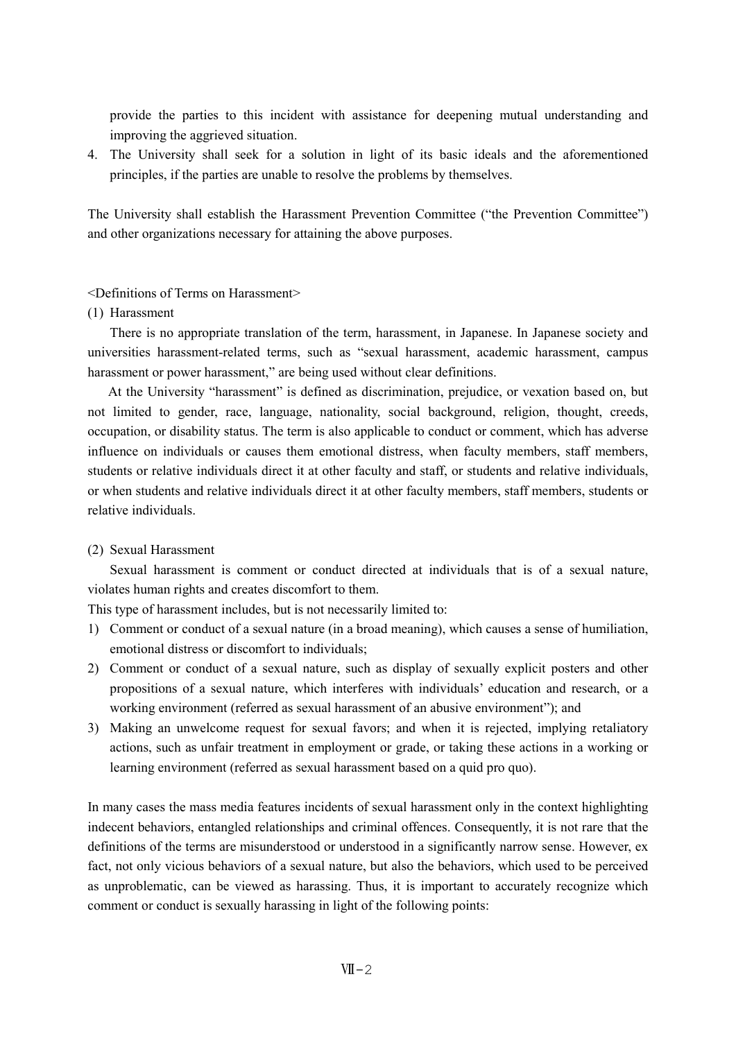provide the parties to this incident with assistance for deepening mutual understanding and improving the aggrieved situation.

4. The University shall seek for a solution in light of its basic ideals and the aforementioned principles, if the parties are unable to resolve the problems by themselves.

The University shall establish the Harassment Prevention Committee ("the Prevention Committee") and other organizations necessary for attaining the above purposes.

<Definitions of Terms on Harassment>

(1) Harassment

There is no appropriate translation of the term, harassment, in Japanese. In Japanese society and universities harassment-related terms, such as "sexual harassment, academic harassment, campus harassment or power harassment," are being used without clear definitions.

At the University "harassment" is defined as discrimination, prejudice, or vexation based on, but not limited to gender, race, language, nationality, social background, religion, thought, creeds, occupation, or disability status. The term is also applicable to conduct or comment, which has adverse influence on individuals or causes them emotional distress, when faculty members, staff members, students or relative individuals direct it at other faculty and staff, or students and relative individuals, or when students and relative individuals direct it at other faculty members, staff members, students or relative individuals.

(2) Sexual Harassment

Sexual harassment is comment or conduct directed at individuals that is of a sexual nature, violates human rights and creates discomfort to them.

This type of harassment includes, but is not necessarily limited to:

1) Comment or conduct of a sexual nature (in a broad meaning), which causes a sense of humiliation, emotional distress or discomfort to individuals;
2) Comment or conduct of a sexual nature, such as display of sexually explicit posters and other propositions of a sexual nature, which interferes with individuals' education and research, or a working environment (referred as sexual harassment of an abusive environment"); and
3) Making an unwelcome request for sexual favors; and when it is rejected, implying retaliatory actions, such as unfair treatment in employment or grade, or taking these actions in a working or learning environment (referred as sexual harassment based on a quid pro quo).

In many cases the mass media features incidents of sexual harassment only in the context highlighting indecent behaviors, entangled relationships and criminal offences. Consequently, it is not rare that the definitions of the terms are misunderstood or understood in a significantly narrow sense. However, ex fact, not only vicious behaviors of a sexual nature, but also the behaviors, which used to be perceived as unproblematic, can be viewed as harassing. Thus, it is important to accurately recognize which comment or conduct is sexually harassing in light of the following points: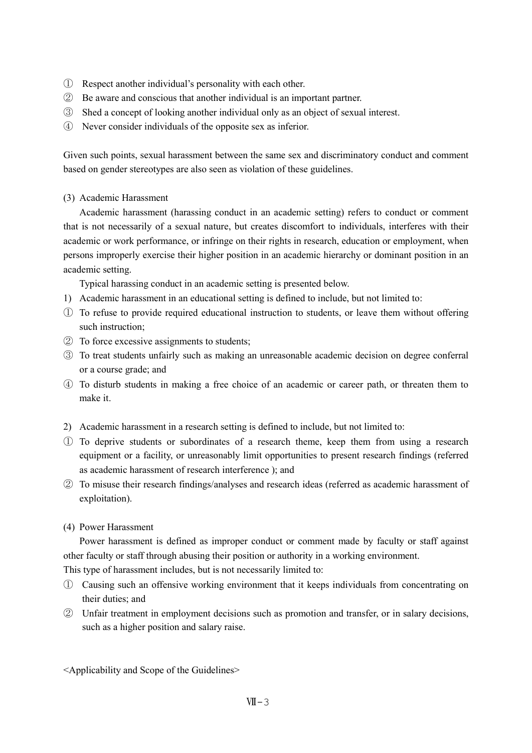① Respect another individual's personality with each other.
② Be aware and conscious that another individual is an important partner.
③ Shed a concept of looking another individual only as an object of sexual interest.
④ Never consider individuals of the opposite sex as inferior.

Given such points, sexual harassment between the same sex and discriminatory conduct and comment based on gender stereotypes are also seen as violation of these guidelines.

(3) Academic Harassment

Academic harassment (harassing conduct in an academic setting) refers to conduct or comment that is not necessarily of a sexual nature, but creates discomfort to individuals, interferes with their academic or work performance, or infringe on their rights in research, education or employment, when persons improperly exercise their higher position in an academic hierarchy or dominant position in an academic setting.

Typical harassing conduct in an academic setting is presented below.

1) Academic harassment in an educational setting is defined to include, but not limited to:

① To refuse to provide required educational instruction to students, or leave them without offering such instruction;
② To force excessive assignments to students;
③ To treat students unfairly such as making an unreasonable academic decision on degree conferral or a course grade; and
④ To disturb students in making a free choice of an academic or career path, or threaten them to make it.

2) Academic harassment in a research setting is defined to include, but not limited to:

① To deprive students or subordinates of a research theme, keep them from using a research equipment or a facility, or unreasonably limit opportunities to present research findings (referred as academic harassment of research interference ); and
② To misuse their research findings/analyses and research ideas (referred as academic harassment of exploitation).

(4) Power Harassment

Power harassment is defined as improper conduct or comment made by faculty or staff against other faculty or staff through abusing their position or authority in a working environment.
This type of harassment includes, but is not necessarily limited to:

① Causing such an offensive working environment that it keeps individuals from concentrating on their duties; and
② Unfair treatment in employment decisions such as promotion and transfer, or in salary decisions, such as a higher position and salary raise.

<Applicability and Scope of the Guidelines>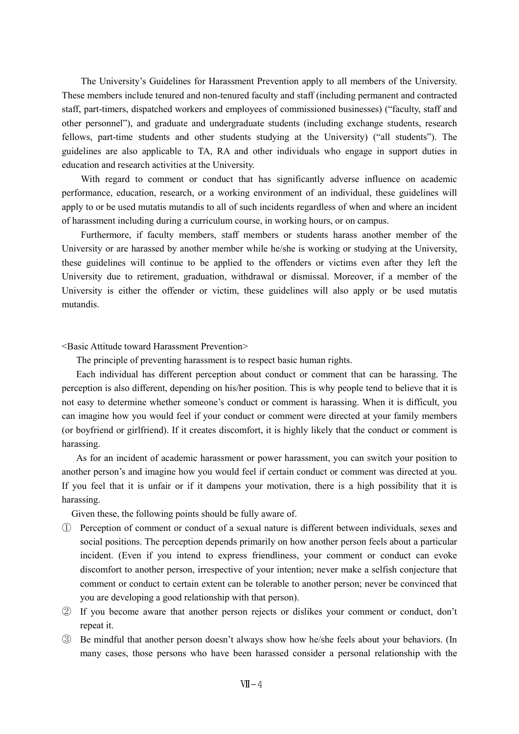The University's Guidelines for Harassment Prevention apply to all members of the University. These members include tenured and non-tenured faculty and staff (including permanent and contracted staff, part-timers, dispatched workers and employees of commissioned businesses) ("faculty, staff and other personnel"), and graduate and undergraduate students (including exchange students, research fellows, part-time students and other students studying at the University) ("all students"). The guidelines are also applicable to TA, RA and other individuals who engage in support duties in education and research activities at the University.

With regard to comment or conduct that has significantly adverse influence on academic performance, education, research, or a working environment of an individual, these guidelines will apply to or be used mutatis mutandis to all of such incidents regardless of when and where an incident of harassment including during a curriculum course, in working hours, or on campus.

Furthermore, if faculty members, staff members or students harass another member of the University or are harassed by another member while he/she is working or studying at the University, these guidelines will continue to be applied to the offenders or victims even after they left the University due to retirement, graduation, withdrawal or dismissal. Moreover, if a member of the University is either the offender or victim, these guidelines will also apply or be used mutatis mutandis.

<Basic Attitude toward Harassment Prevention>

The principle of preventing harassment is to respect basic human rights.

Each individual has different perception about conduct or comment that can be harassing. The perception is also different, depending on his/her position. This is why people tend to believe that it is not easy to determine whether someone's conduct or comment is harassing. When it is difficult, you can imagine how you would feel if your conduct or comment were directed at your family members (or boyfriend or girlfriend). If it creates discomfort, it is highly likely that the conduct or comment is harassing.

As for an incident of academic harassment or power harassment, you can switch your position to another person's and imagine how you would feel if certain conduct or comment was directed at you. If you feel that it is unfair or if it dampens your motivation, there is a high possibility that it is harassing.

Given these, the following points should be fully aware of.

① Perception of comment or conduct of a sexual nature is different between individuals, sexes and social positions. The perception depends primarily on how another person feels about a particular incident. (Even if you intend to express friendliness, your comment or conduct can evoke discomfort to another person, irrespective of your intention; never make a selfish conjecture that comment or conduct to certain extent can be tolerable to another person; never be convinced that you are developing a good relationship with that person).

② If you become aware that another person rejects or dislikes your comment or conduct, don't repeat it.

③ Be mindful that another person doesn't always show how he/she feels about your behaviors. (In many cases, those persons who have been harassed consider a personal relationship with the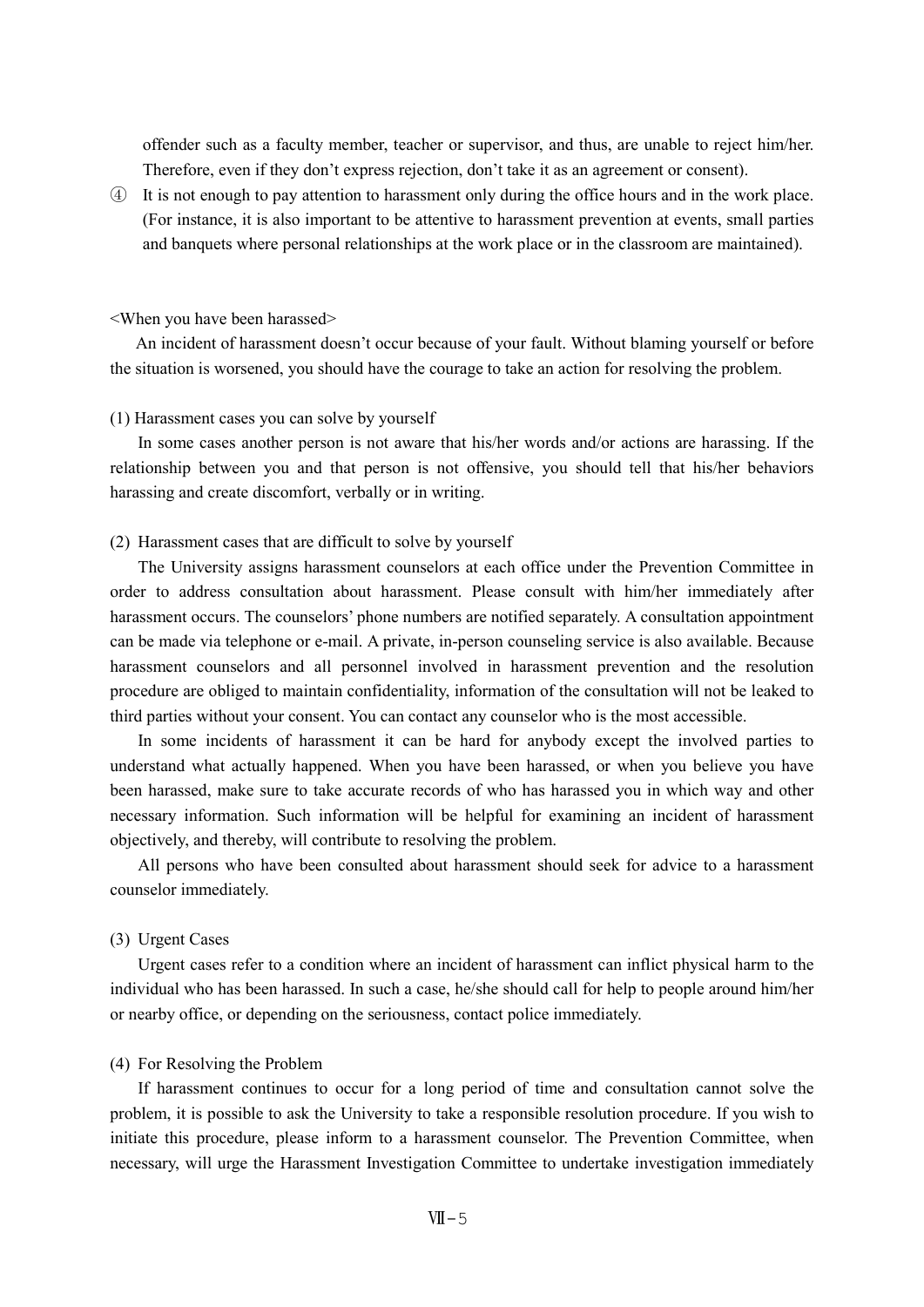offender such as a faculty member, teacher or supervisor, and thus, are unable to reject him/her. Therefore, even if they don't express rejection, don't take it as an agreement or consent).

④ It is not enough to pay attention to harassment only during the office hours and in the work place. (For instance, it is also important to be attentive to harassment prevention at events, small parties and banquets where personal relationships at the work place or in the classroom are maintained).

<When you have been harassed>

An incident of harassment doesn't occur because of your fault. Without blaming yourself or before the situation is worsened, you should have the courage to take an action for resolving the problem.

(1) Harassment cases you can solve by yourself

In some cases another person is not aware that his/her words and/or actions are harassing. If the relationship between you and that person is not offensive, you should tell that his/her behaviors harassing and create discomfort, verbally or in writing.

(2) Harassment cases that are difficult to solve by yourself

The University assigns harassment counselors at each office under the Prevention Committee in order to address consultation about harassment. Please consult with him/her immediately after harassment occurs. The counselors' phone numbers are notified separately. A consultation appointment can be made via telephone or e-mail. A private, in-person counseling service is also available. Because harassment counselors and all personnel involved in harassment prevention and the resolution procedure are obliged to maintain confidentiality, information of the consultation will not be leaked to third parties without your consent. You can contact any counselor who is the most accessible.

In some incidents of harassment it can be hard for anybody except the involved parties to understand what actually happened. When you have been harassed, or when you believe you have been harassed, make sure to take accurate records of who has harassed you in which way and other necessary information. Such information will be helpful for examining an incident of harassment objectively, and thereby, will contribute to resolving the problem.

All persons who have been consulted about harassment should seek for advice to a harassment counselor immediately.

(3) Urgent Cases

Urgent cases refer to a condition where an incident of harassment can inflict physical harm to the individual who has been harassed. In such a case, he/she should call for help to people around him/her or nearby office, or depending on the seriousness, contact police immediately.

(4) For Resolving the Problem

If harassment continues to occur for a long period of time and consultation cannot solve the problem, it is possible to ask the University to take a responsible resolution procedure. If you wish to initiate this procedure, please inform to a harassment counselor. The Prevention Committee, when necessary, will urge the Harassment Investigation Committee to undertake investigation immediately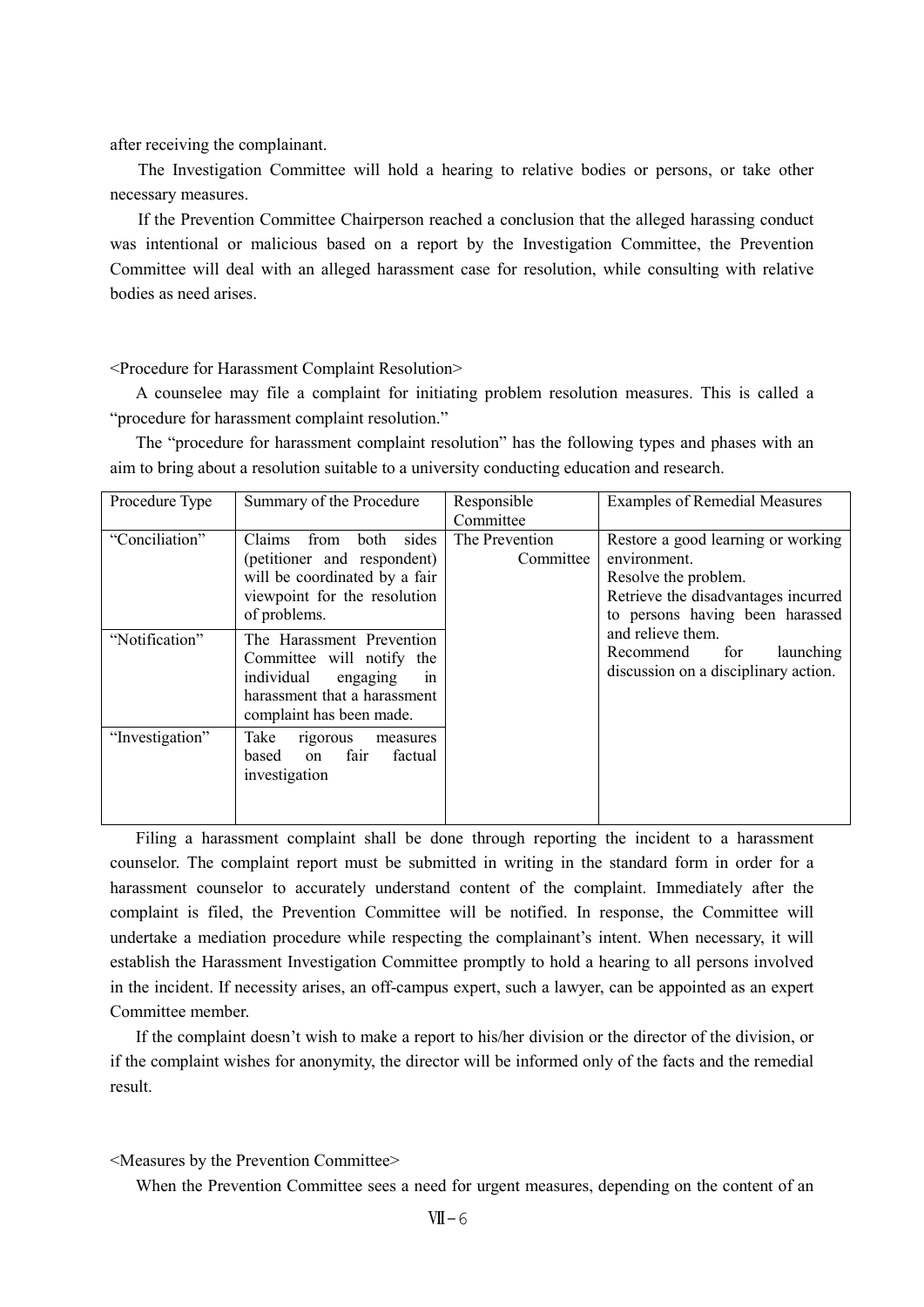after receiving the complainant.

The Investigation Committee will hold a hearing to relative bodies or persons, or take other necessary measures.

If the Prevention Committee Chairperson reached a conclusion that the alleged harassing conduct was intentional or malicious based on a report by the Investigation Committee, the Prevention Committee will deal with an alleged harassment case for resolution, while consulting with relative bodies as need arises.

<Procedure for Harassment Complaint Resolution>

A counselee may file a complaint for initiating problem resolution measures. This is called a "procedure for harassment complaint resolution."

The "procedure for harassment complaint resolution" has the following types and phases with an aim to bring about a resolution suitable to a university conducting education and research.

| Procedure Type | Summary of the Procedure | Responsible Committee | Examples of Remedial Measures |
|---|---|---|---|
| "Conciliation" | Claims from both sides (petitioner and respondent) will be coordinated by a fair viewpoint for the resolution of problems. | The Prevention Committee | Restore a good learning or working environment.<br>Resolve the problem.<br>Retrieve the disadvantages incurred to persons having been harassed and relieve them.<br>Recommend for launching discussion on a disciplinary action. |
| "Notification" | The Harassment Prevention Committee will notify the individual engaging in harassment that a harassment complaint has been made. | | |
| "Investigation" | Take rigorous measures based on fair factual investigation | | |

Filing a harassment complaint shall be done through reporting the incident to a harassment counselor. The complaint report must be submitted in writing in the standard form in order for a harassment counselor to accurately understand content of the complaint. Immediately after the complaint is filed, the Prevention Committee will be notified. In response, the Committee will undertake a mediation procedure while respecting the complainant's intent. When necessary, it will establish the Harassment Investigation Committee promptly to hold a hearing to all persons involved in the incident. If necessity arises, an off-campus expert, such a lawyer, can be appointed as an expert Committee member.

If the complaint doesn't wish to make a report to his/her division or the director of the division, or if the complaint wishes for anonymity, the director will be informed only of the facts and the remedial result.

<Measures by the Prevention Committee>

When the Prevention Committee sees a need for urgent measures, depending on the content of an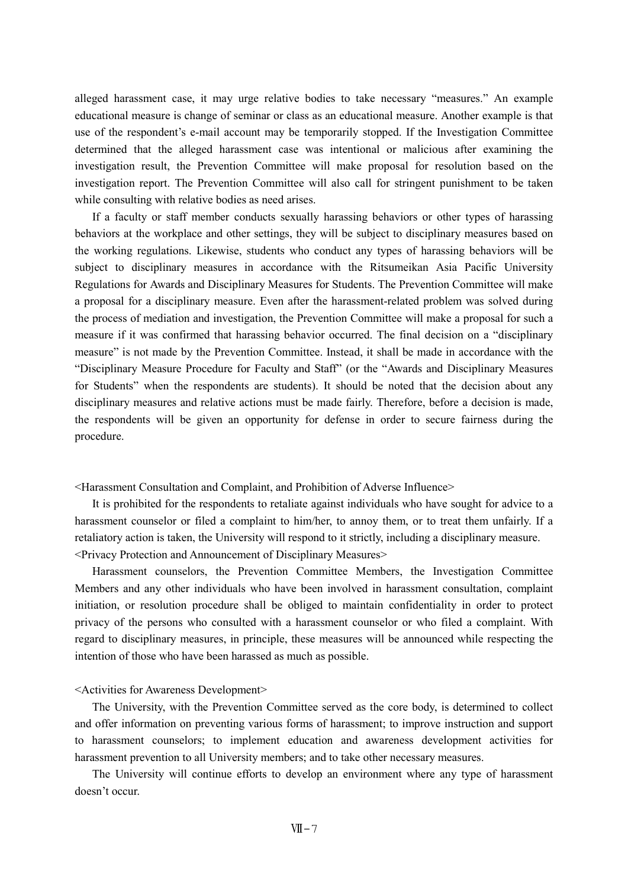alleged harassment case, it may urge relative bodies to take necessary "measures." An example educational measure is change of seminar or class as an educational measure. Another example is that use of the respondent's e-mail account may be temporarily stopped. If the Investigation Committee determined that the alleged harassment case was intentional or malicious after examining the investigation result, the Prevention Committee will make proposal for resolution based on the investigation report. The Prevention Committee will also call for stringent punishment to be taken while consulting with relative bodies as need arises.

If a faculty or staff member conducts sexually harassing behaviors or other types of harassing behaviors at the workplace and other settings, they will be subject to disciplinary measures based on the working regulations. Likewise, students who conduct any types of harassing behaviors will be subject to disciplinary measures in accordance with the Ritsumeikan Asia Pacific University Regulations for Awards and Disciplinary Measures for Students. The Prevention Committee will make a proposal for a disciplinary measure. Even after the harassment-related problem was solved during the process of mediation and investigation, the Prevention Committee will make a proposal for such a measure if it was confirmed that harassing behavior occurred. The final decision on a "disciplinary measure" is not made by the Prevention Committee. Instead, it shall be made in accordance with the "Disciplinary Measure Procedure for Faculty and Staff" (or the "Awards and Disciplinary Measures for Students" when the respondents are students). It should be noted that the decision about any disciplinary measures and relative actions must be made fairly. Therefore, before a decision is made, the respondents will be given an opportunity for defense in order to secure fairness during the procedure.

<Harassment Consultation and Complaint, and Prohibition of Adverse Influence>

It is prohibited for the respondents to retaliate against individuals who have sought for advice to a harassment counselor or filed a complaint to him/her, to annoy them, or to treat them unfairly. If a retaliatory action is taken, the University will respond to it strictly, including a disciplinary measure.

<Privacy Protection and Announcement of Disciplinary Measures>

Harassment counselors, the Prevention Committee Members, the Investigation Committee Members and any other individuals who have been involved in harassment consultation, complaint initiation, or resolution procedure shall be obliged to maintain confidentiality in order to protect privacy of the persons who consulted with a harassment counselor or who filed a complaint. With regard to disciplinary measures, in principle, these measures will be announced while respecting the intention of those who have been harassed as much as possible.

<Activities for Awareness Development>

The University, with the Prevention Committee served as the core body, is determined to collect and offer information on preventing various forms of harassment; to improve instruction and support to harassment counselors; to implement education and awareness development activities for harassment prevention to all University members; and to take other necessary measures.

The University will continue efforts to develop an environment where any type of harassment doesn't occur.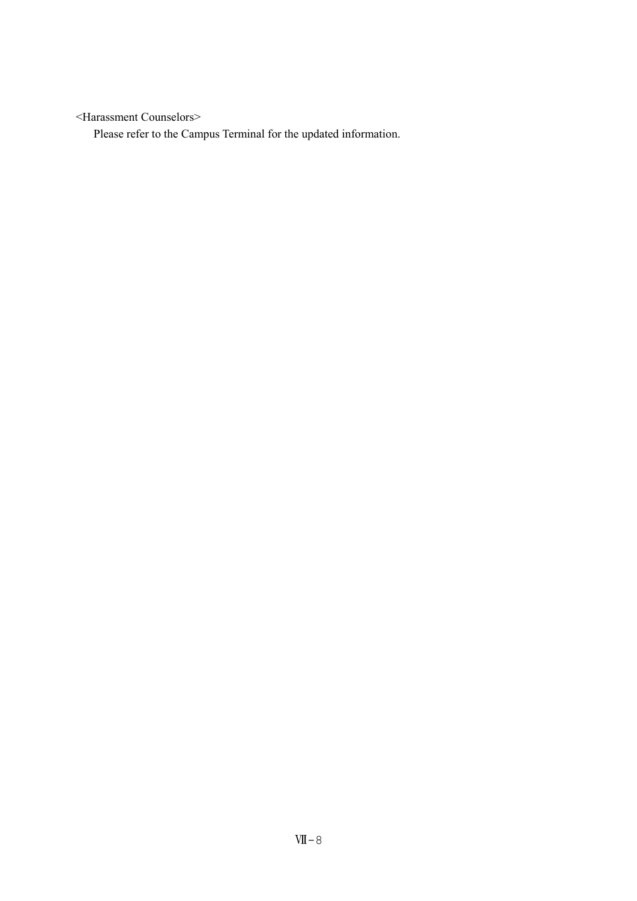<Harassment Counselors>

Please refer to the Campus Terminal for the updated information.